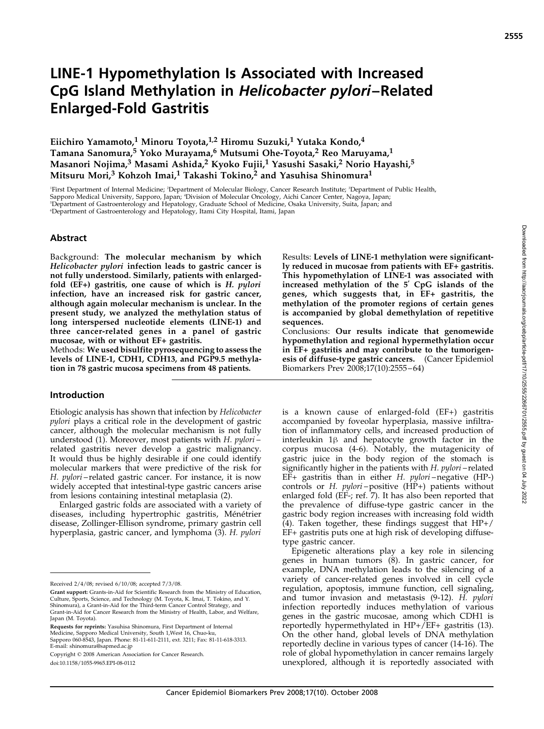# LINE-1 Hypomethylation Is Associated with Increased CpG Island Methylation in *Helicobacter pylori*–Related Enlarged-Fold Gastritis

**Eiichiro Yamamoto,[1] Minoru Toyota,[1,2] Hiromu Suzuki,[1] Yutaka Kondo,[4] Tamana Sanomura,[5] Yoko Murayama,[6] Mutsumi Ohe-Toyota,[2] Reo Maruyama,[1] Masanori Nojima,[3] Masami Ashida,[2] Kyoko Fujii,[1] Yasushi Sasaki,[2] Norio Hayashi,[5] Mitsuru Mori,[3] Kohzoh Imai,[1] Takashi Tokino,[2] and Yasuhisa Shinomura[1]**

[1]First Department of Internal Medicine; [2]Department of Molecular Biology, Cancer Research Institute; [3]Department of Public Health, Sapporo Medical University, Sapporo, Japan; [4]Division of Molecular Oncology, Aichi Cancer Center, Nagoya, Japan; [5]Department of Gastroenterology and Hepatology, Graduate School of Medicine, Osaka University, Suita, Japan; and [6]Department of Gastroenterology and Hepatology, Itami City Hospital, Itami, Japan

## Abstract

Background: **The molecular mechanism by which *Helicobacter pylori* infection leads to gastric cancer is not fully understood. Similarly, patients with enlarged-fold (EF+) gastritis, one cause of which is *H. pylori* infection, have an increased risk for gastric cancer, although again molecular mechanism is unclear. In the present study, we analyzed the methylation status of long interspersed nucleotide elements (LINE-1) and three cancer-related genes in a panel of gastric mucosae, with or without EF+ gastritis.**

Methods: **We used bisulfite pyrosequencing to assess the levels of LINE-1, CDH1, CDH13, and PGP9.5 methylation in 78 gastric mucosa specimens from 48 patients.**

Results: **Levels of LINE-1 methylation were significantly reduced in mucosae from patients with EF+ gastritis. This hypomethylation of LINE-1 was associated with increased methylation of the 5′ CpG islands of the genes, which suggests that, in EF+ gastritis, the methylation of the promoter regions of certain genes is accompanied by global demethylation of repetitive sequences.**

Conclusions: **Our results indicate that genomewide hypomethylation and regional hypermethylation occur in EF+ gastritis and may contribute to the tumorigenesis of diffuse-type gastric cancers.** (Cancer Epidemiol Biomarkers Prev 2008;17(10):2555–64)

## Introduction

Etiologic analysis has shown that infection by *Helicobacter pylori* plays a critical role in the development of gastric cancer, although the molecular mechanism is not fully understood (1). Moreover, most patients with *H. pylori*–related gastritis never develop a gastric malignancy. It would thus be highly desirable if one could identify molecular markers that were predictive of the risk for *H. pylori*–related gastric cancer. For instance, it is now widely accepted that intestinal-type gastric cancers arise from lesions containing intestinal metaplasia (2).

Enlarged gastric folds are associated with a variety of diseases, including hypertrophic gastritis, Ménétrier disease, Zollinger-Ellison syndrome, primary gastrin cell hyperplasia, gastric cancer, and lymphoma (3). *H. pylori* is a known cause of enlarged-fold (EF+) gastritis accompanied by foveolar hyperplasia, massive infiltration of inflammatory cells, and increased production of interleukin 1β and hepatocyte growth factor in the corpus mucosa (4-6). Notably, the mutagenicity of gastric juice in the body region of the stomach is significantly higher in the patients with *H. pylori*–related EF+ gastritis than in either *H. pylori*–negative (HP-) controls or *H. pylori*–positive (HP+) patients without enlarged fold (EF-; ref. 7). It has also been reported that the prevalence of diffuse-type gastric cancer in the gastric body region increases with increasing fold width (4). Taken together, these findings suggest that HP+/EF+ gastritis puts one at high risk of developing diffuse-type gastric cancer.

Epigenetic alterations play a key role in silencing genes in human tumors (8). In gastric cancer, for example, DNA methylation leads to the silencing of a variety of cancer-related genes involved in cell cycle regulation, apoptosis, immune function, cell signaling, and tumor invasion and metastasis (9-12). *H. pylori* infection reportedly induces methylation of various genes in the gastric mucosae, among which CDH1 is reportedly hypermethylated in HP+/EF+ gastritis (13). On the other hand, global levels of DNA methylation reportedly decline in various types of cancer (14-16). The role of global hypomethylation in cancer remains largely unexplored, although it is reportedly associated with

Received 2/4/08; revised 6/10/08; accepted 7/3/08.

**Grant support:** Grants-in-Aid for Scientific Research from the Ministry of Education, Culture, Sports, Science, and Technology (M. Toyota, K. Imai, T. Tokino, and Y. Shinomura), a Grant-in-Aid for the Third-term Cancer Control Strategy, and Grant-in-Aid for Cancer Research from the Ministry of Health, Labor, and Welfare, Japan (M. Toyota).

**Requests for reprints:** Yasuhisa Shinomura, First Department of Internal Medicine, Sapporo Medical University, South 1,West 16, Chuo-ku, Sapporo 060-8543, Japan. Phone: 81-11-611-2111, ext. 3211; Fax: 81-11-618-3313. E-mail: shinomura@sapmed.ac.jp

Copyright © 2008 American Association for Cancer Research.

doi:10.1158/1055-9965.EPI-08-0112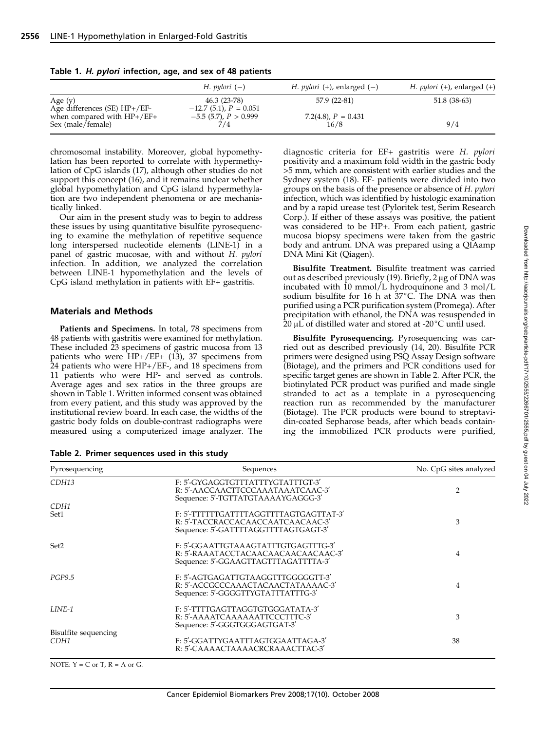**Table 1. *H. pylori* infection, age, and sex of 48 patients**

| | *H. pylori* (−) | *H. pylori* (+), enlarged (−) | *H. pylori* (+), enlarged (+) |
|---|---|---|---|
| Age (y) | 46.3 (23-78) | 57.9 (22-81) | 51.8 (38-63) |
| Age differences (SE) HP+/EF- | −12.7 (5.1), $P = 0.051$ | | |
| when compared with HP+/EF+ | −5.5 (5.7), $P > 0.999$ | 7.2(4.8), $P = 0.431$ | |
| Sex (male/female) | 7/4 | 16/8 | 9/4 |

chromosomal instability. Moreover, global hypomethylation has been reported to correlate with hypermethylation of CpG islands (17), although other studies do not support this concept (16), and it remains unclear whether global hypomethylation and CpG island hypermethylation are two independent phenomena or are mechanistically linked.

Our aim in the present study was to begin to address these issues by using quantitative bisulfite pyrosequencing to examine the methylation of repetitive sequence long interspersed nucleotide elements (LINE-1) in a panel of gastric mucosae, with and without *H. pylori* infection. In addition, we analyzed the correlation between LINE-1 hypomethylation and the levels of CpG island methylation in patients with EF+ gastritis.

## Materials and Methods

**Patients and Specimens.** In total, 78 specimens from 48 patients with gastritis were examined for methylation. These included 23 specimens of gastric mucosa from 13 patients who were HP+/EF+ (13), 37 specimens from 24 patients who were HP+/EF-, and 18 specimens from 11 patients who were HP- and served as controls. Average ages and sex ratios in the three groups are shown in Table 1. Written informed consent was obtained from every patient, and this study was approved by the institutional review board. In each case, the widths of the gastric body folds on double-contrast radiographs were measured using a computerized image analyzer. The diagnostic criteria for EF+ gastritis were *H. pylori* positivity and a maximum fold width in the gastric body >5 mm, which are consistent with earlier studies and the Sydney system (18). EF- patients were divided into two groups on the basis of the presence or absence of *H. pylori* infection, which was identified by histologic examination and by a rapid urease test (Pyloritek test, Serim Research Corp.). If either of these assays was positive, the patient was considered to be HP+. From each patient, gastric mucosa biopsy specimens were taken from the gastric body and antrum. DNA was prepared using a QIAamp DNA Mini Kit (Qiagen).

**Bisulfite Treatment.** Bisulfite treatment was carried out as described previously (19). Briefly, 2 μg of DNA was incubated with 10 mmol/L hydroquinone and 3 mol/L sodium bisulfite for 16 h at 37°C. The DNA was then purified using a PCR purification system (Promega). After precipitation with ethanol, the DNA was resuspended in 20 μL of distilled water and stored at -20°C until used.

**Bisulfite Pyrosequencing.** Pyrosequencing was carried out as described previously (14, 20). Bisulfite PCR primers were designed using PSQ Assay Design software (Biotage), and the primers and PCR conditions used for specific target genes are shown in Table 2. After PCR, the biotinylated PCR product was purified and made single stranded to act as a template in a pyrosequencing reaction run as recommended by the manufacturer (Biotage). The PCR products were bound to streptavidin-coated Sepharose beads, after which beads containing the immobilized PCR products were purified,

**Table 2. Primer sequences used in this study**

| Pyrosequencing | Sequences | No. CpG sites analyzed |
|---|---|---|
| *CDH13* | F: 5′-GYGAGGTGTTTATTTYGTATTTGT-3′<br>R: 5′-AACCAACTTCCCAAATAAATCAAC-3′<br>Sequence: 5′-TGTTATGTAAAAYGAGGG-3′ | 2 |
| *CDH1* | | |
| Set1 | F: 5′-TTTTTTGATTTTAGGTTTTAGTGAGTTAT-3′<br>R: 5′-TACCRACCACAACCAATCAACAAC-3′<br>Sequence: 5′-GATTTTAGGTTTTAGTGAGT-3′ | 3 |
| Set2 | F: 5′-GGAATTGTAAAGTATTTGTGAGTTTG-3′<br>R: 5′-RAAATACCTACAACAACAACAACAAC-3′<br>Sequence: 5′-GGAAGTTAGTTTAGATTTTA-3′ | 4 |
| *PGP9.5* | F: 5′-AGTGAGATTGTAAGGTTTGGGGGTT-3′<br>R: 5′-ACCGCCCAAACTACAACTATAAAAC-3′<br>Sequence: 5′-GGGGTTYGTATTTATTTG-3′ | 4 |
| *LINE-1* | F: 5′-TTTTGAGTTAGGTGTGGGATATA-3′<br>R: 5′-AAAATCAAAAAATTCCCTTTC-3′<br>Sequence: 5′-GGGTGGGAGTGAT-3′ | 3 |
| Bisulfite sequencing | | |
| *CDH1* | F: 5′-GGATTYGAATTTAGTGGAATTAGA-3′<br>R: 5′-CAAAACTAAAACRCRAAACTTAC-3′ | 38 |

NOTE: Y = C or T, R = A or G.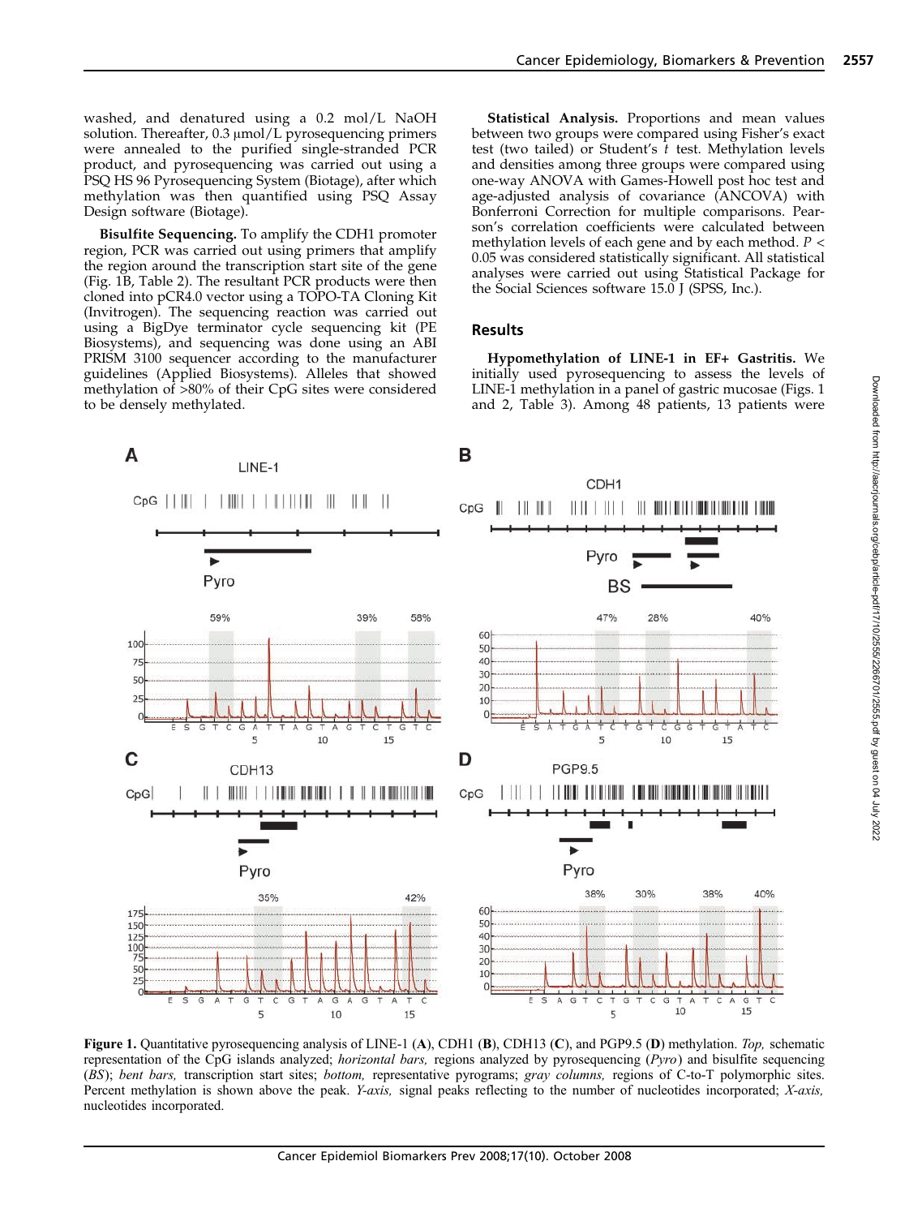washed, and denatured using a 0.2 mol/L NaOH solution. Thereafter, 0.3 μmol/L pyrosequencing primers were annealed to the purified single-stranded PCR product, and pyrosequencing was carried out using a PSQ HS 96 Pyrosequencing System (Biotage), after which methylation was then quantified using PSQ Assay Design software (Biotage).

**Bisulfite Sequencing.** To amplify the CDH1 promoter region, PCR was carried out using primers that amplify the region around the transcription start site of the gene (Fig. 1B, Table 2). The resultant PCR products were then cloned into pCR4.0 vector using a TOPO-TA Cloning Kit (Invitrogen). The sequencing reaction was carried out using a BigDye terminator cycle sequencing kit (PE Biosystems), and sequencing was done using an ABI PRISM 3100 sequencer according to the manufacturer guidelines (Applied Biosystems). Alleles that showed methylation of >80% of their CpG sites were considered to be densely methylated.

**Statistical Analysis.** Proportions and mean values between two groups were compared using Fisher's exact test (two tailed) or Student's *t* test. Methylation levels and densities among three groups were compared using one-way ANOVA with Games-Howell post hoc test and age-adjusted analysis of covariance (ANCOVA) with Bonferroni Correction for multiple comparisons. Pearson's correlation coefficients were calculated between methylation levels of each gene and by each method. $P < 0.05$ was considered statistically significant. All statistical analyses were carried out using Statistical Package for the Social Sciences software 15.0 J (SPSS, Inc.).

## Results

**Hypomethylation of LINE-1 in EF+ Gastritis.** We initially used pyrosequencing to assess the levels of LINE-1 methylation in a panel of gastric mucosae (Figs. 1 and 2, Table 3). Among 48 patients, 13 patients were

**Figure 1.** Quantitative pyrosequencing analysis of LINE-1 (**A**), CDH1 (**B**), CDH13 (**C**), and PGP9.5 (**D**) methylation. *Top,* schematic representation of the CpG islands analyzed; *horizontal bars,* regions analyzed by pyrosequencing (*Pyro*) and bisulfite sequencing (*BS*); *bent bars,* transcription start sites; *bottom,* representative pyrograms; *gray columns,* regions of C-to-T polymorphic sites. Percent methylation is shown above the peak. *Y-axis,* signal peaks reflecting to the number of nucleotides incorporated; *X-axis,* nucleotides incorporated.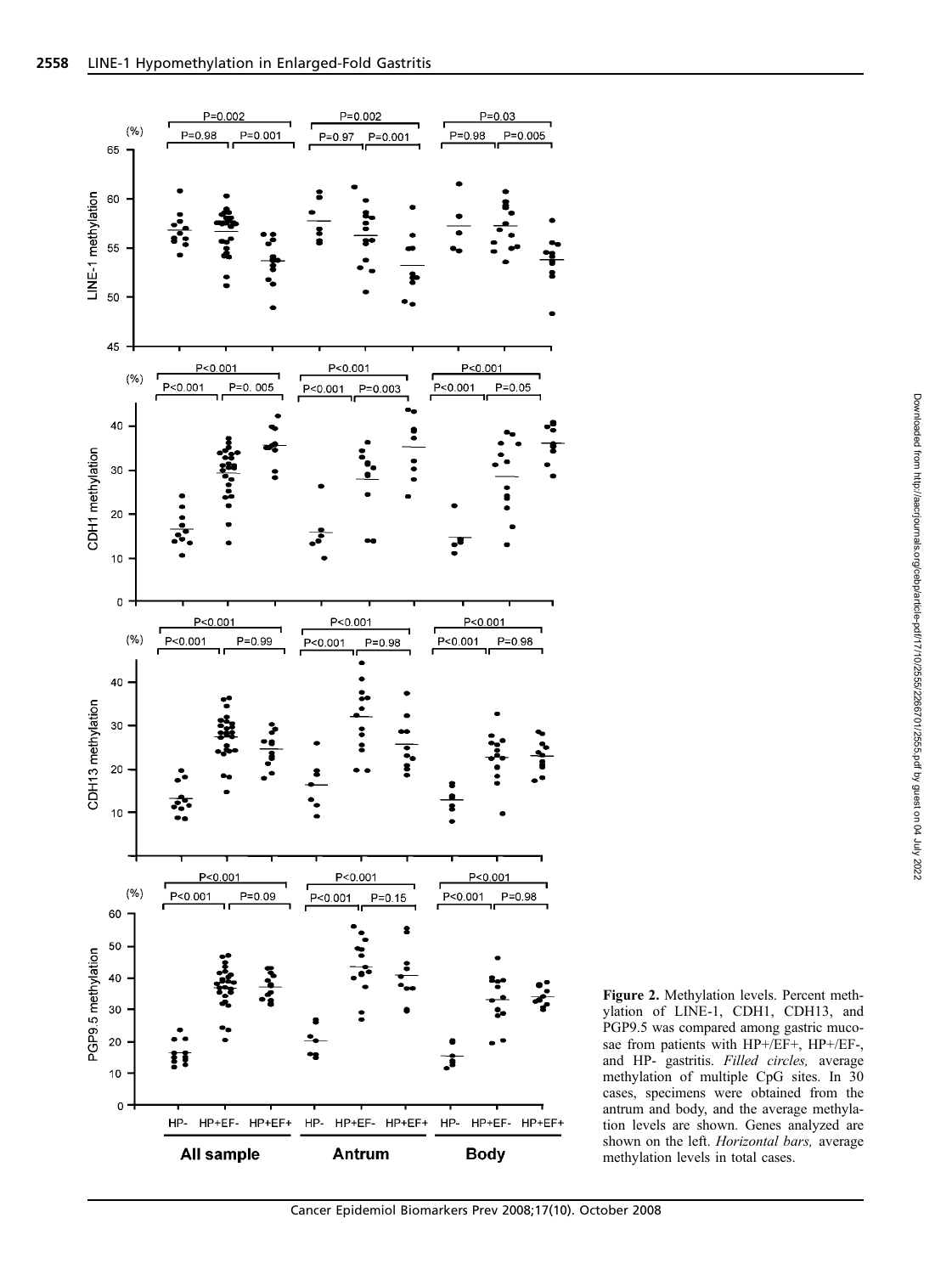**Figure 2.** Methylation levels. Percent methylation of LINE-1, CDH1, CDH13, and PGP9.5 was compared among gastric mucosae from patients with HP+/EF+, HP+/EF-, and HP- gastritis. *Filled circles,* average methylation of multiple CpG sites. In 30 cases, specimens were obtained from the antrum and body, and the average methylation levels are shown. Genes analyzed are shown on the left. *Horizontal bars,* average methylation levels in total cases.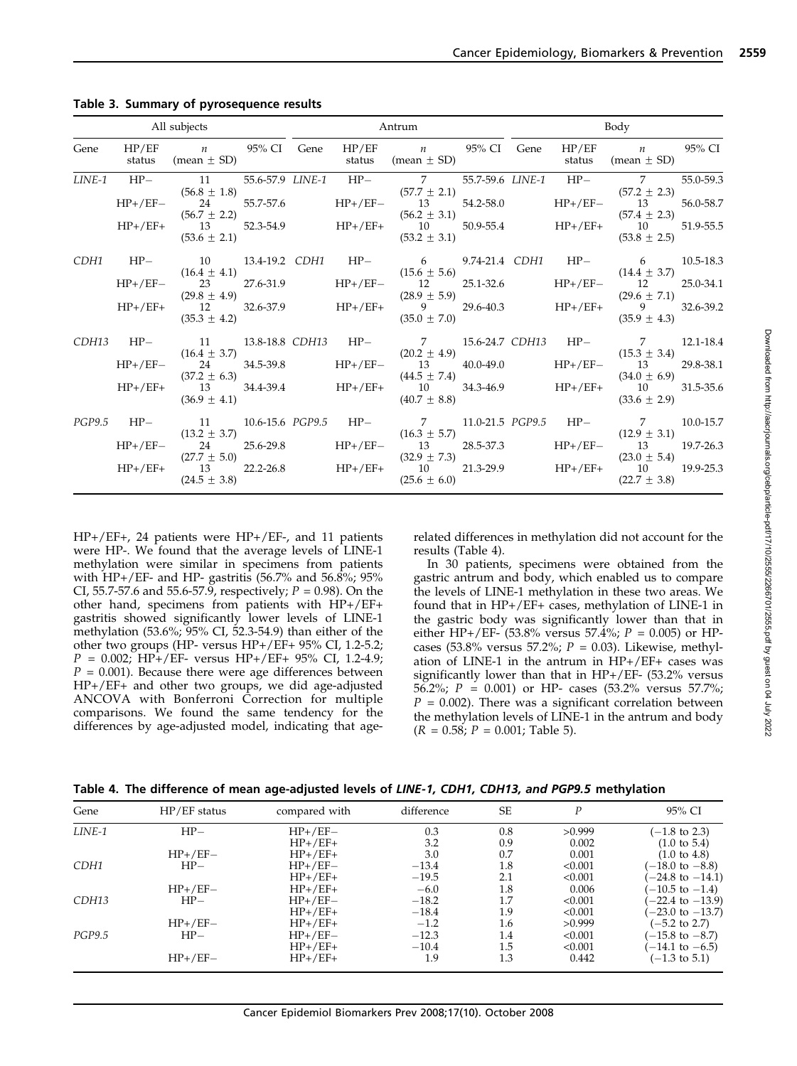**Table 3. Summary of pyrosequence results**

| All subjects | | | | Antrum | | | | Body | | | |
|---|---|---|---|---|---|---|---|---|---|---|---|
| Gene | HP/EF status | n (mean ± SD) | 95% CI | Gene | HP/EF status | n (mean ± SD) | 95% CI | Gene | HP/EF status | n (mean ± SD) | 95% CI |
| *LINE-1* | HP− | 11 (56.8 ± 1.8) | 55.6-57.9 | *LINE-1* | HP− | 7 (57.7 ± 2.1) | 55.7-59.6 | *LINE-1* | HP− | 7 (57.2 ± 2.3) | 55.0-59.3 |
| | HP+/EF− | 24 (56.7 ± 2.2) | 55.7-57.6 | | HP+/EF− | 13 (56.2 ± 3.1) | 54.2-58.0 | | HP+/EF− | 13 (57.4 ± 2.3) | 56.0-58.7 |
| | HP+/EF+ | 13 (53.6 ± 2.1) | 52.3-54.9 | | HP+/EF+ | 10 (53.2 ± 3.1) | 50.9-55.4 | | HP+/EF+ | 10 (53.8 ± 2.5) | 51.9-55.5 |
| *CDH1* | HP− | 10 (16.4 ± 4.1) | 13.4-19.2 | *CDH1* | HP− | 6 (15.6 ± 5.6) | 9.74-21.4 | *CDH1* | HP− | 6 (14.4 ± 3.7) | 10.5-18.3 |
| | HP+/EF− | 23 (29.8 ± 4.9) | 27.6-31.9 | | HP+/EF− | 12 (28.9 ± 5.9) | 25.1-32.6 | | HP+/EF− | 12 (29.6 ± 7.1) | 25.0-34.1 |
| | HP+/EF+ | 12 (35.3 ± 4.2) | 32.6-37.9 | | HP+/EF+ | 9 (35.0 ± 7.0) | 29.6-40.3 | | HP+/EF+ | 9 (35.9 ± 4.3) | 32.6-39.2 |
| *CDH13* | HP− | 11 (16.4 ± 3.7) | 13.8-18.8 | *CDH13* | HP− | 7 (20.2 ± 4.9) | 15.6-24.7 | *CDH13* | HP− | 7 (15.3 ± 3.4) | 12.1-18.4 |
| | HP+/EF− | 24 (37.2 ± 6.3) | 34.5-39.8 | | HP+/EF− | 13 (44.5 ± 7.4) | 40.0-49.0 | | HP+/EF− | 13 (34.0 ± 6.9) | 29.8-38.1 |
| | HP+/EF+ | 13 (36.9 ± 4.1) | 34.4-39.4 | | HP+/EF+ | 10 (40.7 ± 8.8) | 34.3-46.9 | | HP+/EF+ | 10 (33.6 ± 2.9) | 31.5-35.6 |
| *PGP9.5* | HP− | 11 (13.2 ± 3.7) | 10.6-15.6 | *PGP9.5* | HP− | 7 (16.3 ± 5.7) | 11.0-21.5 | *PGP9.5* | HP− | 7 (12.9 ± 3.1) | 10.0-15.7 |
| | HP+/EF− | 24 (27.7 ± 5.0) | 25.6-29.8 | | HP+/EF− | 13 (32.9 ± 7.3) | 28.5-37.3 | | HP+/EF− | 13 (23.0 ± 5.4) | 19.7-26.3 |
| | HP+/EF+ | 13 (24.5 ± 3.8) | 22.2-26.8 | | HP+/EF+ | 10 (25.6 ± 6.0) | 21.3-29.9 | | HP+/EF+ | 10 (22.7 ± 3.8) | 19.9-25.3 |

HP+/EF+, 24 patients were HP+/EF-, and 11 patients were HP-. We found that the average levels of LINE-1 methylation were similar in specimens from patients with HP+/EF- and HP- gastritis (56.7% and 56.8%; 95% CI, 55.7-57.6 and 55.6-57.9, respectively; $P = 0.98$). On the other hand, specimens from patients with HP+/EF+ gastritis showed significantly lower levels of LINE-1 methylation (53.6%; 95% CI, 52.3-54.9) than either of the other two groups (HP- versus HP+/EF+ 95% CI, 1.2-5.2; $P = 0.002$; HP+/EF- versus HP+/EF+ 95% CI, 1.2-4.9; $P = 0.001$). Because there were age differences between HP+/EF+ and other two groups, we did age-adjusted ANCOVA with Bonferroni Correction for multiple comparisons. We found the same tendency for the differences by age-adjusted model, indicating that age-related differences in methylation did not account for the results (Table 4).

In 30 patients, specimens were obtained from the gastric antrum and body, which enabled us to compare the levels of LINE-1 methylation in these two areas. We found that in HP+/EF+ cases, methylation of LINE-1 in the gastric body was significantly lower than that in either HP+/EF- (53.8% versus 57.4%; $P = 0.005$) or HP- cases (53.8% versus 57.2%; $P = 0.03$). Likewise, methylation of LINE-1 in the antrum in HP+/EF+ cases was significantly lower than that in HP+/EF- (53.2% versus 56.2%; $P = 0.001$) or HP- cases (53.2% versus 57.7%; $P = 0.002$). There was a significant correlation between the methylation levels of LINE-1 in the antrum and body ($R = 0.58$; $P = 0.001$; Table 5).

**Table 4. The difference of mean age-adjusted levels of *LINE-1, CDH1, CDH13, and PGP9.5* methylation**

| Gene | HP/EF status | compared with | difference | SE | P | 95% CI |
|---|---|---|---|---|---|---|
| *LINE-1* | HP− | HP+/EF− | 0.3 | 0.8 | >0.999 | (−1.8 to 2.3) |
| | | HP+/EF+ | 3.2 | 0.9 | 0.002 | (1.0 to 5.4) |
| | HP+/EF− | HP+/EF+ | 3.0 | 0.7 | 0.001 | (1.0 to 4.8) |
| *CDH1* | HP− | HP+/EF− | −13.4 | 1.8 | <0.001 | (−18.0 to −8.8) |
| | | HP+/EF+ | −19.5 | 2.1 | <0.001 | (−24.8 to −14.1) |
| | HP+/EF− | HP+/EF+ | −6.0 | 1.8 | 0.006 | (−10.5 to −1.4) |
| *CDH13* | HP− | HP+/EF− | −18.2 | 1.7 | <0.001 | (−22.4 to −13.9) |
| | | HP+/EF+ | −18.4 | 1.9 | <0.001 | (−23.0 to −13.7) |
| | HP+/EF− | HP+/EF+ | −1.2 | 1.6 | >0.999 | (−5.2 to 2.7) |
| *PGP9.5* | HP− | HP+/EF− | −12.3 | 1.4 | <0.001 | (−15.8 to −8.7) |
| | | HP+/EF+ | −10.4 | 1.5 | <0.001 | (−14.1 to −6.5) |
| | HP+/EF− | HP+/EF+ | 1.9 | 1.3 | 0.442 | (−1.3 to 5.1) |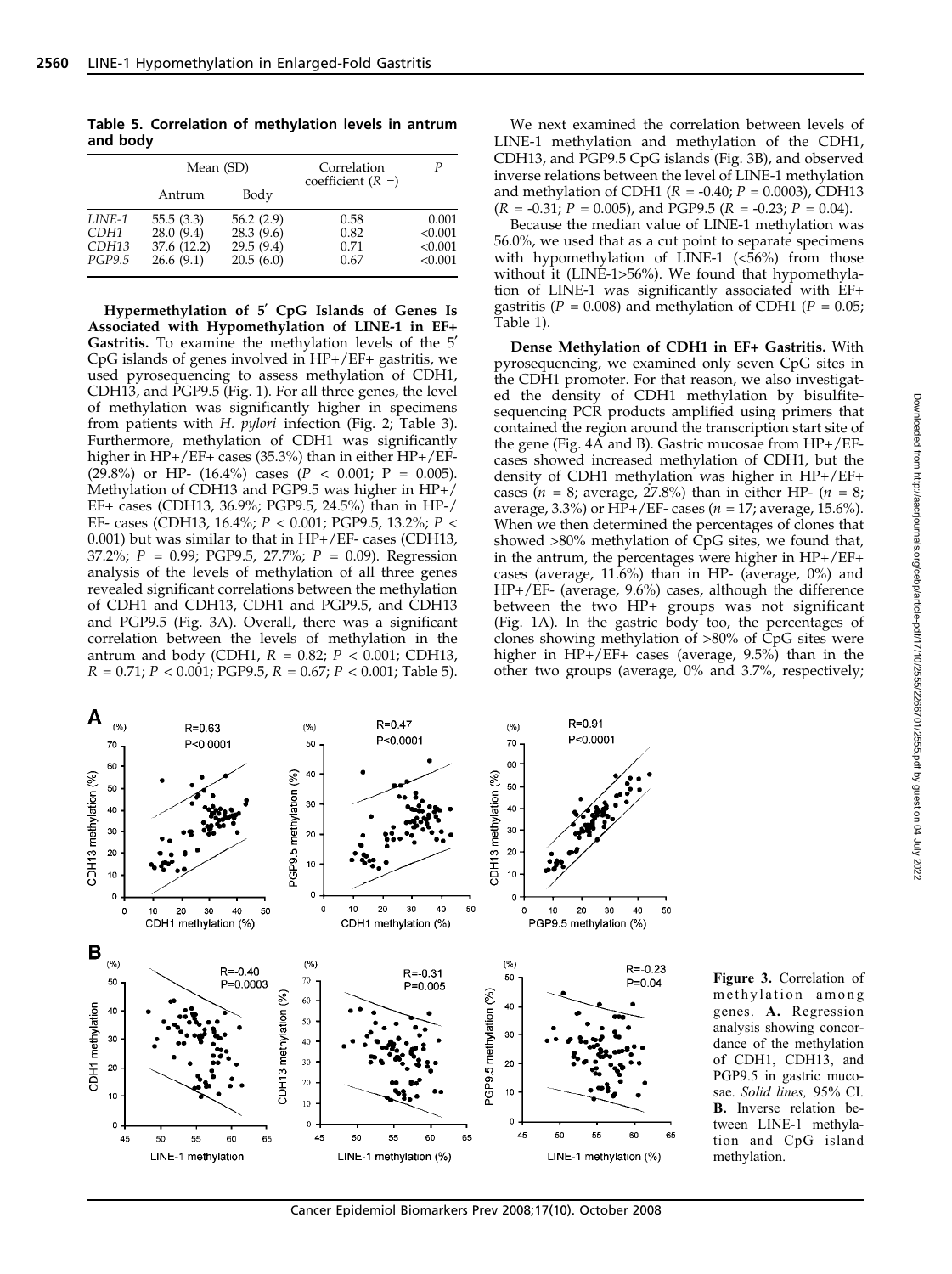**Table 5. Correlation of methylation levels in antrum and body**

| | Mean (SD) | | Correlation coefficient ($R$ =) | $P$ |
|---|---|---|---|---|
| | Antrum | Body | | |
| *LINE-1* | 55.5 (3.3) | 56.2 (2.9) | 0.58 | 0.001 |
| *CDH1* | 28.0 (9.4) | 28.3 (9.6) | 0.82 | <0.001 |
| *CDH13* | 37.6 (12.2) | 29.5 (9.4) | 0.71 | <0.001 |
| *PGP9.5* | 26.6 (9.1) | 20.5 (6.0) | 0.67 | <0.001 |

**Hypermethylation of 5′ CpG Islands of Genes Is Associated with Hypomethylation of LINE-1 in EF+ Gastritis.** To examine the methylation levels of the 5′ CpG islands of genes involved in HP+/EF+ gastritis, we used pyrosequencing to assess methylation of CDH1, CDH13, and PGP9.5 (Fig. 1). For all three genes, the level of methylation was significantly higher in specimens from patients with *H. pylori* infection (Fig. 2; Table 3). Furthermore, methylation of CDH1 was significantly higher in HP+/EF+ cases (35.3%) than in either HP+/EF- (29.8%) or HP- (16.4%) cases ($P$ < 0.001; P = 0.005). Methylation of CDH13 and PGP9.5 was higher in HP+/EF+ cases (CDH13, 36.9%; PGP9.5, 24.5%) than in HP-/EF- cases (CDH13, 16.4%; $P$ < 0.001; PGP9.5, 13.2%; $P$ < 0.001) but was similar to that in HP+/EF- cases (CDH13, 37.2%; $P$ = 0.99; PGP9.5, 27.7%; $P$ = 0.09). Regression analysis of the levels of methylation of all three genes revealed significant correlations between the methylation of CDH1 and CDH13, CDH1 and PGP9.5, and CDH13 and PGP9.5 (Fig. 3A). Overall, there was a significant correlation between the levels of methylation in the antrum and body (CDH1, $R$ = 0.82; $P$ < 0.001; CDH13, $R$ = 0.71; $P$ < 0.001; PGP9.5, $R$ = 0.67; $P$ < 0.001; Table 5).

We next examined the correlation between levels of LINE-1 methylation and methylation of the CDH1, CDH13, and PGP9.5 CpG islands (Fig. 3B), and observed inverse relations between the level of LINE-1 methylation and methylation of CDH1 ($R$ = -0.40; $P$ = 0.0003), CDH13 ($R$ = -0.31; $P$ = 0.005), and PGP9.5 ($R$ = -0.23; $P$ = 0.04).

Because the median value of LINE-1 methylation was 56.0%, we used that as a cut point to separate specimens with hypomethylation of LINE-1 (<56%) from those without it (LINE-1>56%). We found that hypomethylation of LINE-1 was significantly associated with EF+ gastritis ($P$ = 0.008) and methylation of CDH1 ($P$ = 0.05; Table 1).

**Dense Methylation of CDH1 in EF+ Gastritis.** With pyrosequencing, we examined only seven CpG sites in the CDH1 promoter. For that reason, we also investigated the density of CDH1 methylation by bisulfite-sequencing PCR products amplified using primers that contained the region around the transcription start site of the gene (Fig. 4A and B). Gastric mucosae from HP+/EF- cases showed increased methylation of CDH1, but the density of CDH1 methylation was higher in HP+/EF+ cases ($n$ = 8; average, 27.8%) than in either HP- ($n$ = 8; average, 3.3%) or HP+/EF- cases ($n$ = 17; average, 15.6%). When we then determined the percentages of clones that showed >80% methylation of CpG sites, we found that, in the antrum, the percentages were higher in HP+/EF+ cases (average, 11.6%) than in HP- (average, 0%) and HP+/EF- (average, 9.6%) cases, although the difference between the two HP+ groups was not significant (Fig. 1A). In the gastric body too, the percentages of clones showing methylation of >80% of CpG sites were higher in HP+/EF+ cases (average, 9.5%) than in the other two groups (average, 0% and 3.7%, respectively;

**Figure 3.** Correlation of methylation among genes. **A.** Regression analysis showing concordance of the methylation of CDH1, CDH13, and PGP9.5 in gastric mucosae. *Solid lines,* 95% CI. **B.** Inverse relation between LINE-1 methylation and CpG island methylation.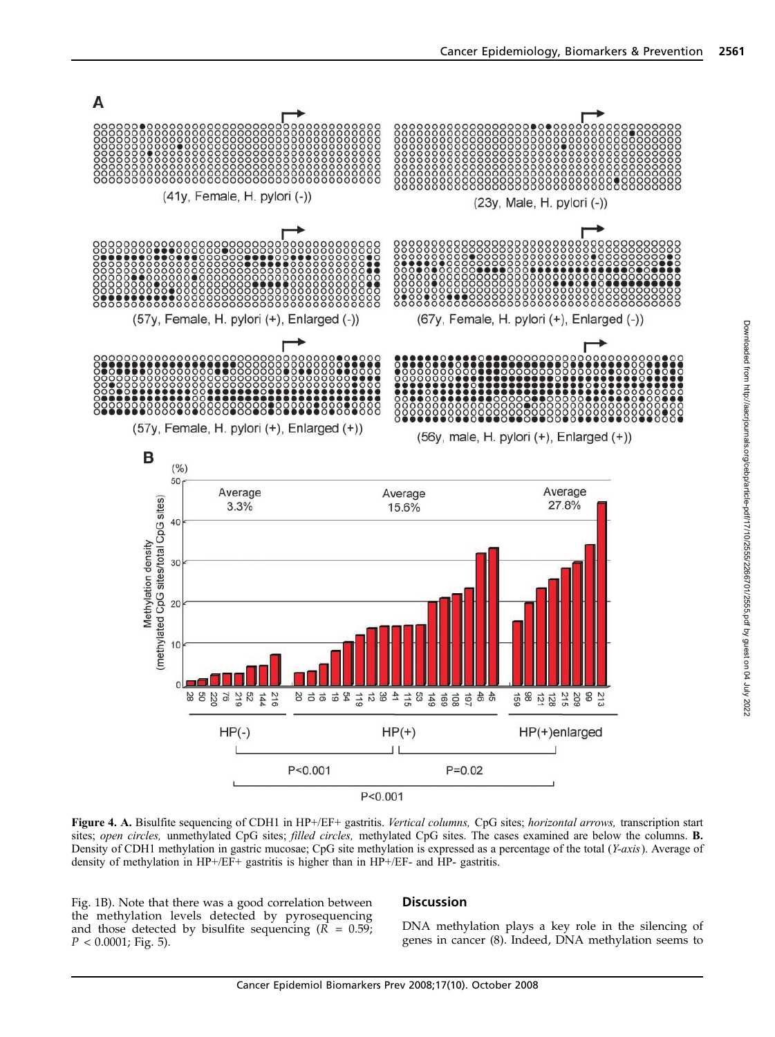**Figure 4. A.** Bisulfite sequencing of CDH1 in HP+/EF+ gastritis. *Vertical columns,* CpG sites; *horizontal arrows,* transcription start sites; *open circles,* unmethylated CpG sites; *filled circles,* methylated CpG sites. The cases examined are below the columns. **B.** Density of CDH1 methylation in gastric mucosae; CpG site methylation is expressed as a percentage of the total (*Y-axis*). Average of density of methylation in HP+/EF+ gastritis is higher than in HP+/EF- and HP- gastritis.

Fig. 1B). Note that there was a good correlation between the methylation levels detected by pyrosequencing and those detected by bisulfite sequencing ($R$ = 0.59; $P$ < 0.0001; Fig. 5).

## Discussion

DNA methylation plays a key role in the silencing of genes in cancer (8). Indeed, DNA methylation seems to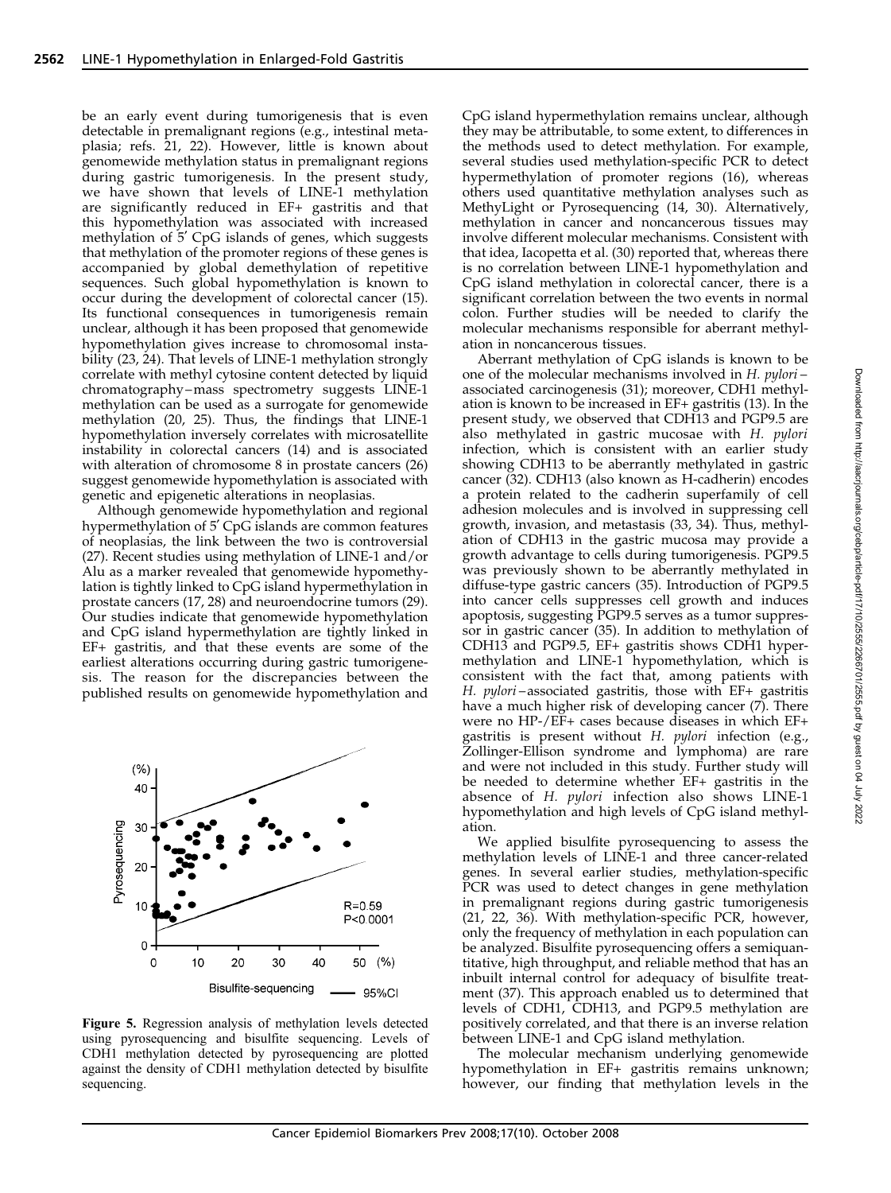be an early event during tumorigenesis that is even detectable in premalignant regions (e.g., intestinal metaplasia; refs. 21, 22). However, little is known about genomewide methylation status in premalignant regions during gastric tumorigenesis. In the present study, we have shown that levels of LINE-1 methylation are significantly reduced in EF+ gastritis and that this hypomethylation was associated with increased methylation of 5′ CpG islands of genes, which suggests that methylation of the promoter regions of these genes is accompanied by global demethylation of repetitive sequences. Such global hypomethylation is known to occur during the development of colorectal cancer (15). Its functional consequences in tumorigenesis remain unclear, although it has been proposed that genomewide hypomethylation gives increase to chromosomal instability (23, 24). That levels of LINE-1 methylation strongly correlate with methyl cytosine content detected by liquid chromatography–mass spectrometry suggests LINE-1 methylation can be used as a surrogate for genomewide methylation (20, 25). Thus, the findings that LINE-1 hypomethylation inversely correlates with microsatellite instability in colorectal cancers (14) and is associated with alteration of chromosome 8 in prostate cancers (26) suggest genomewide hypomethylation is associated with genetic and epigenetic alterations in neoplasias.

Although genomewide hypomethylation and regional hypermethylation of 5′ CpG islands are common features of neoplasias, the link between the two is controversial (27). Recent studies using methylation of LINE-1 and/or Alu as a marker revealed that genomewide hypomethylation is tightly linked to CpG island hypermethylation in prostate cancers (17, 28) and neuroendocrine tumors (29). Our studies indicate that genomewide hypomethylation and CpG island hypermethylation are tightly linked in EF+ gastritis, and that these events are some of the earliest alterations occurring during gastric tumorigenesis. The reason for the discrepancies between the published results on genomewide hypomethylation and CpG island hypermethylation remains unclear, although they may be attributable, to some extent, to differences in the methods used to detect methylation. For example, several studies used methylation-specific PCR to detect hypermethylation of promoter regions (16), whereas others used quantitative methylation analyses such as MethyLight or Pyrosequencing (14, 30). Alternatively, methylation in cancer and noncancerous tissues may involve different molecular mechanisms. Consistent with that idea, Iacopetta et al. (30) reported that, whereas there is no correlation between LINE-1 hypomethylation and CpG island methylation in colorectal cancer, there is a significant correlation between the two events in normal colon. Further studies will be needed to clarify the molecular mechanisms responsible for aberrant methylation in noncancerous tissues.

**Figure 5.** Regression analysis of methylation levels detected using pyrosequencing and bisulfite sequencing. Levels of CDH1 methylation detected by pyrosequencing are plotted against the density of CDH1 methylation detected by bisulfite sequencing.

Aberrant methylation of CpG islands is known to be one of the molecular mechanisms involved in *H. pylori*–associated carcinogenesis (31); moreover, CDH1 methylation is known to be increased in EF+ gastritis (13). In the present study, we observed that CDH13 and PGP9.5 are also methylated in gastric mucosae with *H. pylori* infection, which is consistent with an earlier study showing CDH13 to be aberrantly methylated in gastric cancer (32). CDH13 (also known as H-cadherin) encodes a protein related to the cadherin superfamily of cell adhesion molecules and is involved in suppressing cell growth, invasion, and metastasis (33, 34). Thus, methylation of CDH13 in the gastric mucosa may provide a growth advantage to cells during tumorigenesis. PGP9.5 was previously shown to be aberrantly methylated in diffuse-type gastric cancers (35). Introduction of PGP9.5 into cancer cells suppresses cell growth and induces apoptosis, suggesting PGP9.5 serves as a tumor suppressor in gastric cancer (35). In addition to methylation of CDH13 and PGP9.5, EF+ gastritis shows CDH1 hypermethylation and LINE-1 hypomethylation, which is consistent with the fact that, among patients with *H. pylori*–associated gastritis, those with EF+ gastritis have a much higher risk of developing cancer (7). There were no HP-/EF+ cases because diseases in which EF+ gastritis is present without *H. pylori* infection (e.g., Zollinger-Ellison syndrome and lymphoma) are rare and were not included in this study. Further study will be needed to determine whether EF+ gastritis in the absence of *H. pylori* infection also shows LINE-1 hypomethylation and high levels of CpG island methylation.

We applied bisulfite pyrosequencing to assess the methylation levels of LINE-1 and three cancer-related genes. In several earlier studies, methylation-specific PCR was used to detect changes in gene methylation in premalignant regions during gastric tumorigenesis (21, 22, 36). With methylation-specific PCR, however, only the frequency of methylation in each population can be analyzed. Bisulfite pyrosequencing offers a semiquantitative, high throughput, and reliable method that has an inbuilt internal control for adequacy of bisulfite treatment (37). This approach enabled us to determined that levels of CDH1, CDH13, and PGP9.5 methylation are positively correlated, and that there is an inverse relation between LINE-1 and CpG island methylation.

The molecular mechanism underlying genomewide hypomethylation in EF+ gastritis remains unknown; however, our finding that methylation levels in the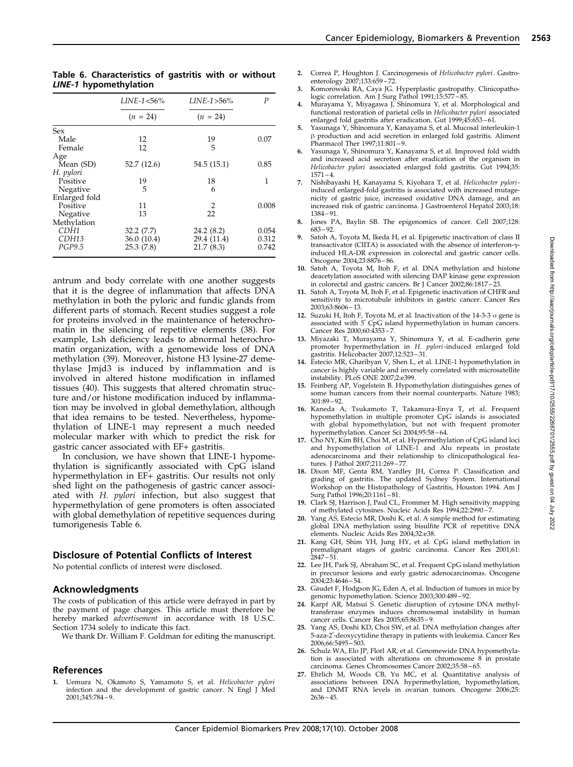**Table 6. Characteristics of gastritis with or without *LINE-1* hypomethylation**

| | *LINE-1*<56% | *LINE-1*>56% | *P* |
|---|---|---|---|
| | (*n* = 24) | (*n* = 24) | |
| Sex | | | |
| Male | 12 | 19 | 0.07 |
| Female | 12 | 5 | |
| Age | | | |
| Mean (SD) | 52.7 (12.6) | 54.5 (15.1) | 0.85 |
| *H. pylori* | | | |
| Positive | 19 | 18 | 1 |
| Negative | 5 | 6 | |
| Enlarged fold | | | |
| Positive | 11 | 2 | 0.008 |
| Negative | 13 | 22 | |
| Methylation | | | |
| *CDH1* | 32.2 (7.7) | 24.2 (8.2) | 0.054 |
| *CDH13* | 36.0 (10.4) | 29.4 (11.4) | 0.312 |
| *PGP9.5* | 25.3 (7.8) | 21.7 (8.3) | 0.742 |

antrum and body correlate with one another suggests that it is the degree of inflammation that affects DNA methylation in both the pyloric and fundic glands from different parts of stomach. Recent studies suggest a role for proteins involved in the maintenance of heterochromatin in the silencing of repetitive elements (38). For example, Lsh deficiency leads to abnormal heterochromatin organization, with a genomewide loss of DNA methylation (39). Moreover, histone H3 lysine-27 demethylase Jmjd3 is induced by inflammation and is involved in altered histone modification in inflamed tissues (40). This suggests that altered chromatin structure and/or histone modification induced by inflammation may be involved in global demethylation, although that idea remains to be tested. Nevertheless, hypomethylation of LINE-1 may represent a much needed molecular marker with which to predict the risk for gastric cancer associated with EF+ gastritis.

In conclusion, we have shown that LINE-1 hypomethylation is significantly associated with CpG island hypermethylation in EF+ gastritis. Our results not only shed light on the pathogenesis of gastric cancer associated with *H. pylori* infection, but also suggest that hypermethylation of gene promoters is often associated with global demethylation of repetitive sequences during tumorigenesis Table 6.

## Disclosure of Potential Conflicts of Interest

No potential conflicts of interest were disclosed.

## Acknowledgments

The costs of publication of this article were defrayed in part by the payment of page charges. This article must therefore be hereby marked *advertisement* in accordance with 18 U.S.C. Section 1734 solely to indicate this fact.

We thank Dr. William F. Goldman for editing the manuscript.

## References

1. Uemura N, Okamoto S, Yamamoto S, et al. *Helicobacter pylori* infection and the development of gastric cancer. N Engl J Med 2001;345:784–9.
2. Correa P, Houghton J. Carcinogenesis of *Helicobacter pylori*. Gastroenterology 2007;133:659–72.
3. Komorowski RA, Caya JG. Hyperplastic gastropathy. Clinicopathologic correlation. Am J Surg Pathol 1991;15:577–85.
4. Murayama Y, Miyagawa J, Shinomura Y, et al. Morphological and functional restoration of parietal cells in *Helicobacter pylori* associated enlarged fold gastritis after eradication. Gut 1999;45:653–61.
5. Yasunaga Y, Shinomura Y, Kanayama S, et al. Mucosal interleukin-1 β production and acid secretion in enlarged fold gastritis. Aliment Pharmacol Ther 1997;11:801–9.
6. Yasunaga Y, Shinomura Y, Kanayama S, et al. Improved fold width and increased acid secretion after eradication of the organism in *Helicobacter pylori* associated enlarged fold gastritis. Gut 1994;35:1571–4.
7. Nishibayashi H, Kanayama S, Kiyohara T, et al. *Helicobacter pylori*-induced enlarged-fold gastritis is associated with increased mutagenicity of gastric juice, increased oxidative DNA damage, and an increased risk of gastric carcinoma. J Gastroenterol Hepatol 2003;18:1384–91.
8. Jones PA, Baylin SB. The epigenomics of cancer. Cell 2007;128:683–92.
9. Satoh A, Toyota M, Ikeda H, et al. Epigenetic inactivation of class II transactivator (CIITA) is associated with the absence of interferon-γ-induced HLA-DR expression in colorectal and gastric cancer cells. Oncogene 2004;23:8876–86.
10. Satoh A, Toyota M, Itoh F, et al. DNA methylation and histone deacetylation associated with silencing DAP kinase gene expression in colorectal and gastric cancers. Br J Cancer 2002;86:1817–23.
11. Satoh A, Toyota M, Itoh F, et al. Epigenetic inactivation of CHFR and sensitivity to microtubule inhibitors in gastric cancer. Cancer Res 2003;63:8606–13.
12. Suzuki H, Itoh F, Toyota M, et al. Inactivation of the 14-3-3 σ gene is associated with 5′ CpG island hypermethylation in human cancers. Cancer Res 2000;60:4353–7.
13. Miyazaki T, Murayama Y, Shinomura Y, et al. E-cadherin gene promoter hypermethylation in *H. pylori*-induced enlarged fold gastritis. Helicobacter 2007;12:523–31.
14. Estecio MR, Gharibyan V, Shen L, et al. LINE-1 hypomethylation in cancer is highly variable and inversely correlated with microsatellite instability. PLoS ONE 2007;2:e399.
15. Feinberg AP, Vogelstein B. Hypomethylation distinguishes genes of some human cancers from their normal counterparts. Nature 1983;301:89–92.
16. Kaneda A, Tsukamoto T, Takamura-Enya T, et al. Frequent hypomethylation in multiple promoter CpG islands is associated with global hypomethylation, but not with frequent promoter hypermethylation. Cancer Sci 2004;95:58–64.
17. Cho NY, Kim BH, Choi M, et al. Hypermethylation of CpG island loci and hypomethylation of LINE-1 and Alu repeats in prostate adenocarcinoma and their relationship to clinicopathological features. J Pathol 2007;211:269–77.
18. Dixon MF, Genta RM, Yardley JH, Correa P. Classification and grading of gastritis. The updated Sydney System. International Workshop on the Histopathology of Gastritis, Houston 1994. Am J Surg Pathol 1996;20:1161–81.
19. Clark SJ, Harrison J, Paul CL, Frommer M. High sensitivity mapping of methylated cytosines. Nucleic Acids Res 1994;22:2990–7.
20. Yang AS, Estecio MR, Doshi K, et al. A simple method for estimating global DNA methylation using bisulfite PCR of repetitive DNA elements. Nucleic Acids Res 2004;32:e38.
21. Kang GH, Shim YH, Jung HY, et al. CpG island methylation in premalignant stages of gastric carcinoma. Cancer Res 2001;61:2847–51.
22. Lee JH, Park SJ, Abraham SC, et al. Frequent CpG island methylation in precursor lesions and early gastric adenocarcinomas. Oncogene 2004;23:4646–54.
23. Gaudet F, Hodgson JG, Eden A, et al. Induction of tumors in mice by genomic hypomethylation. Science 2003;300:489–92.
24. Karpf AR, Matsui S. Genetic disruption of cytosine DNA methyltransferase enzymes induces chromosomal instability in human cancer cells. Cancer Res 2005;65:8635–9.
25. Yang AS, Doshi KD, Choi SW, et al. DNA methylation changes after 5-aza-2′-deoxycytidine therapy in patients with leukemia. Cancer Res 2006;66:5495–503.
26. Schulz WA, Elo JP, Florl AR, et al. Genomewide DNA hypomethylation is associated with alterations on chromosome 8 in prostate carcinoma. Genes Chromosomes Cancer 2002;35:58–65.
27. Ehrlich M, Woods CB, Yu MC, et al. Quantitative analysis of associations between DNA hypermethylation, hypomethylation, and DNMT RNA levels in ovarian tumors. Oncogene 2006;25:2636–45.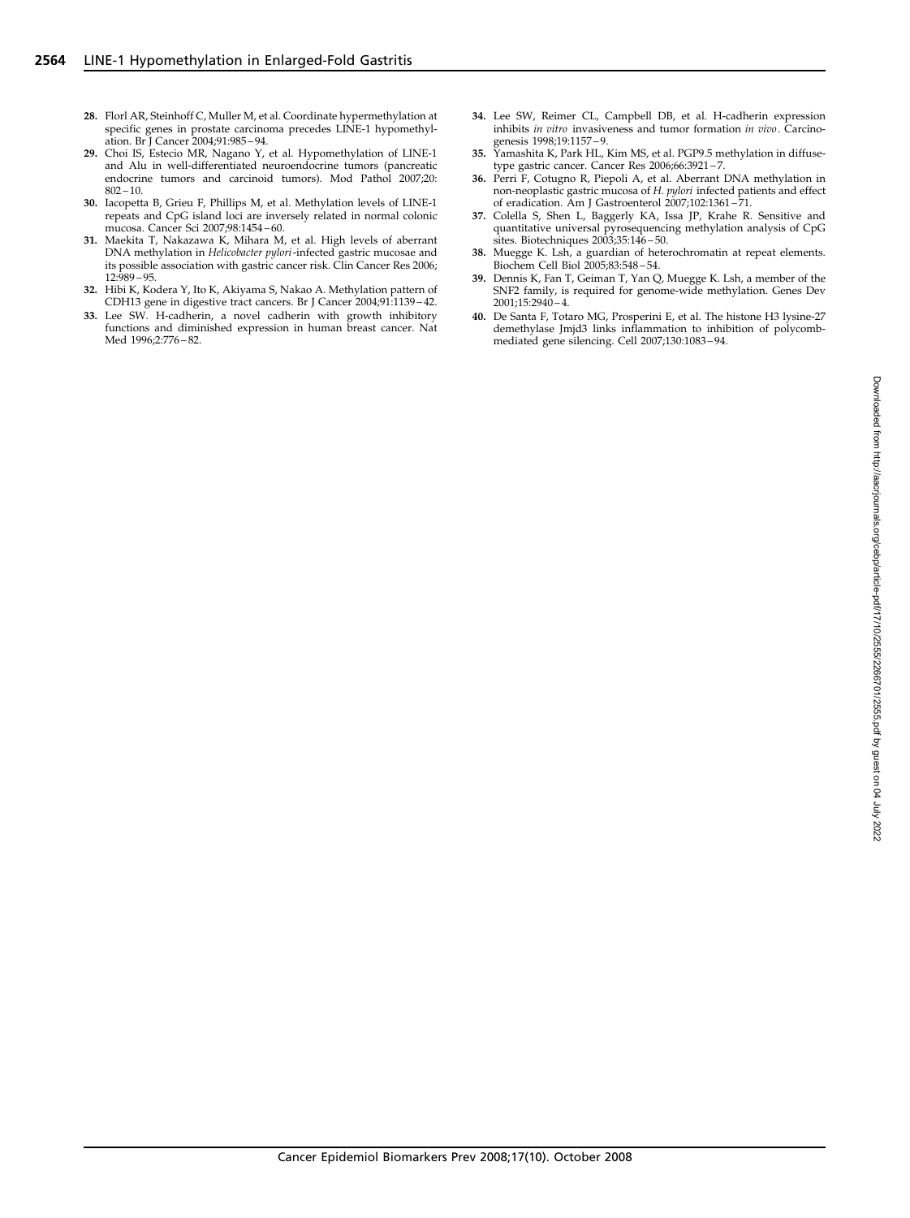28. Florl AR, Steinhoff C, Muller M, et al. Coordinate hypermethylation at specific genes in prostate carcinoma precedes LINE-1 hypomethylation. Br J Cancer 2004;91:985 – 94.
29. Choi IS, Estecio MR, Nagano Y, et al. Hypomethylation of LINE-1 and Alu in well-differentiated neuroendocrine tumors (pancreatic endocrine tumors and carcinoid tumors). Mod Pathol 2007;20: 802 – 10.
30. Iacopetta B, Grieu F, Phillips M, et al. Methylation levels of LINE-1 repeats and CpG island loci are inversely related in normal colonic mucosa. Cancer Sci 2007;98:1454 – 60.
31. Maekita T, Nakazawa K, Mihara M, et al. High levels of aberrant DNA methylation in *Helicobacter pylori*-infected gastric mucosae and its possible association with gastric cancer risk. Clin Cancer Res 2006; 12:989 – 95.
32. Hibi K, Kodera Y, Ito K, Akiyama S, Nakao A. Methylation pattern of CDH13 gene in digestive tract cancers. Br J Cancer 2004;91:1139 – 42.
33. Lee SW. H-cadherin, a novel cadherin with growth inhibitory functions and diminished expression in human breast cancer. Nat Med 1996;2:776 – 82.
34. Lee SW, Reimer CL, Campbell DB, et al. H-cadherin expression inhibits *in vitro* invasiveness and tumor formation *in vivo*. Carcinogenesis 1998;19:1157 – 9.
35. Yamashita K, Park HL, Kim MS, et al. PGP9.5 methylation in diffuse-type gastric cancer. Cancer Res 2006;66:3921 – 7.
36. Perri F, Cotugno R, Piepoli A, et al. Aberrant DNA methylation in non-neoplastic gastric mucosa of *H. pylori* infected patients and effect of eradication. Am J Gastroenterol 2007;102:1361 – 71.
37. Colella S, Shen L, Baggerly KA, Issa JP, Krahe R. Sensitive and quantitative universal pyrosequencing methylation analysis of CpG sites. Biotechniques 2003;35:146 – 50.
38. Muegge K. Lsh, a guardian of heterochromatin at repeat elements. Biochem Cell Biol 2005;83:548 – 54.
39. Dennis K, Fan T, Geiman T, Yan Q, Muegge K. Lsh, a member of the SNF2 family, is required for genome-wide methylation. Genes Dev 2001;15:2940 – 4.
40. De Santa F, Totaro MG, Prosperini E, et al. The histone H3 lysine-27 demethylase Jmjd3 links inflammation to inhibition of polycomb-mediated gene silencing. Cell 2007;130:1083 – 94.